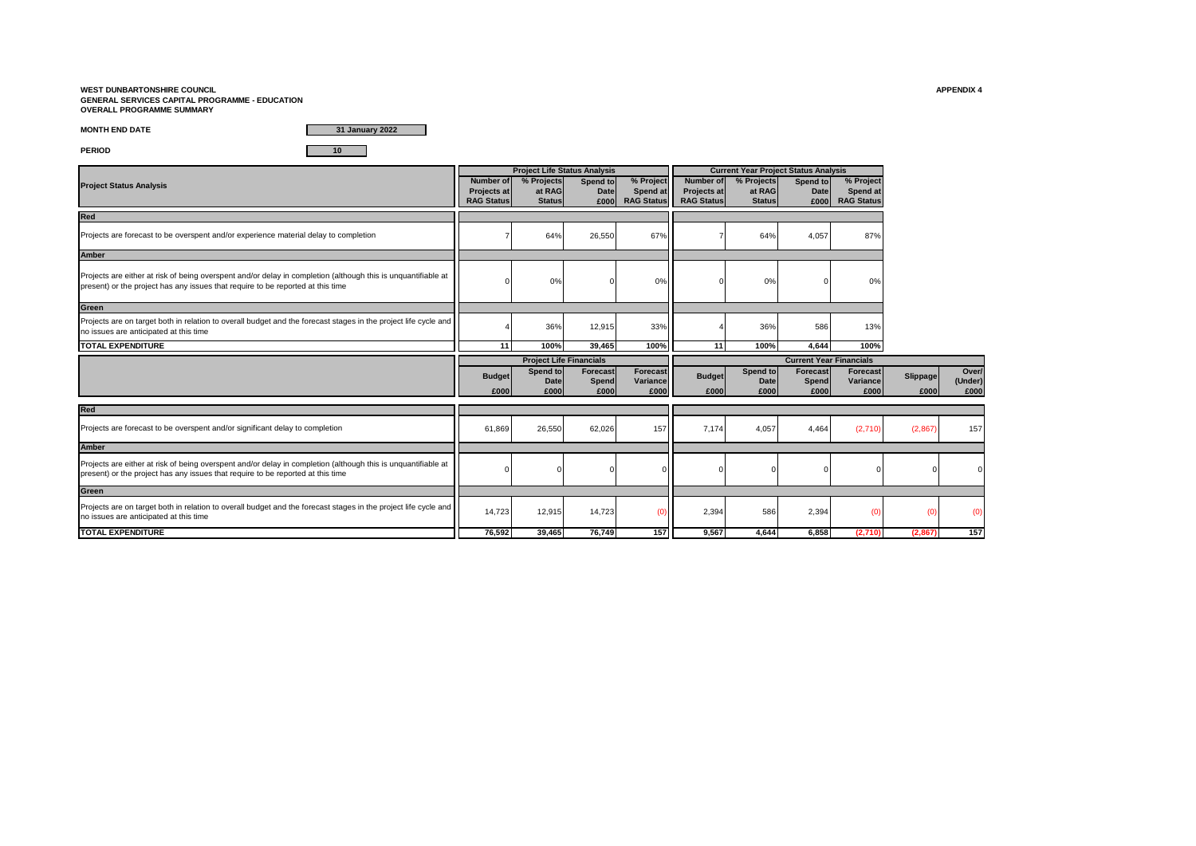**WEST DUNBARTONSHIRE COUNCIL**
**GENERAL SERVICES CAPITAL PROGRAMME - EDUCATION**
**OVERALL PROGRAMME SUMMARY**

**APPENDIX 4**

**MONTH END DATE** 31 January 2022

**PERIOD** 10

| Project Status Analysis | Project Life Status Analysis | | | | Current Year Project Status Analysis | | | |
|---|---|---|---|---|---|---|---|---|
| | Number of Projects at RAG Status | % Projects at RAG Status | Spend to Date £000 | % Project Spend at RAG Status | Number of Projects at RAG Status | % Projects at RAG Status | Spend to Date £000 | % Project Spend at RAG Status |
| **Red** | | | | | | | | |
| Projects are forecast to be overspent and/or experience material delay to completion | 7 | 64% | 26,550 | 67% | 7 | 64% | 4,057 | 87% |
| **Amber** | | | | | | | | |
| Projects are either at risk of being overspent and/or delay in completion (although this is unquantifiable at present) or the project has any issues that require to be reported at this time | 0 | 0% | 0 | 0% | 0 | 0% | 0 | 0% |
| **Green** | | | | | | | | |
| Projects are on target both in relation to overall budget and the forecast stages in the project life cycle and no issues are anticipated at this time | 4 | 36% | 12,915 | 33% | 4 | 36% | 586 | 13% |
| **TOTAL EXPENDITURE** | **11** | **100%** | **39,465** | **100%** | **11** | **100%** | **4,644** | **100%** |

| | Project Life Financials | | | | Current Year Financials | | | | | |
|---|---|---|---|---|---|---|---|---|---|---|
| | Budget £000 | Spend to Date £000 | Forecast Spend £000 | Forecast Variance £000 | Budget £000 | Spend to Date £000 | Forecast Spend £000 | Forecast Variance £000 | Slippage £000 | Over/ (Under) £000 |
| **Red** | | | | | | | | | | |
| Projects are forecast to be overspent and/or significant delay to completion | 61,869 | 26,550 | 62,026 | 157 | 7,174 | 4,057 | 4,464 | (2,710) | (2,867) | 157 |
| **Amber** | | | | | | | | | | |
| Projects are either at risk of being overspent and/or delay in completion (although this is unquantifiable at present) or the project has any issues that require to be reported at this time | 0 | 0 | 0 | 0 | 0 | 0 | 0 | 0 | 0 | 0 |
| **Green** | | | | | | | | | | |
| Projects are on target both in relation to overall budget and the forecast stages in the project life cycle and no issues are anticipated at this time | 14,723 | 12,915 | 14,723 | (0) | 2,394 | 586 | 2,394 | (0) | (0) | (0) |
| **TOTAL EXPENDITURE** | **76,592** | **39,465** | **76,749** | **157** | **9,567** | **4,644** | **6,858** | **(2,710)** | **(2,867)** | **157** |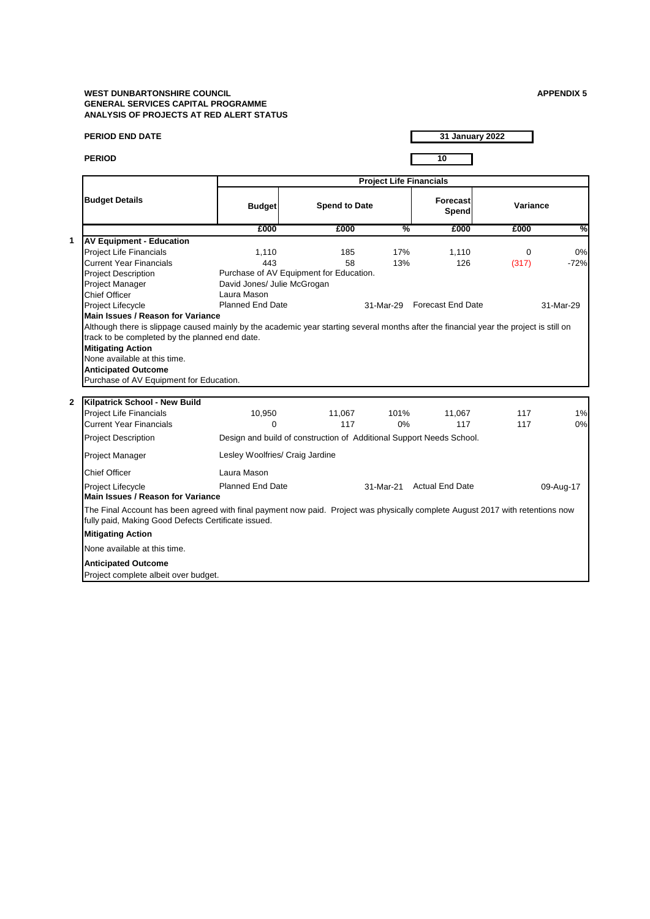**WEST DUNBARTONSHIRE COUNCIL**
**GENERAL SERVICES CAPITAL PROGRAMME**
**ANALYSIS OF PROJECTS AT RED ALERT STATUS**

**APPENDIX 5**

**PERIOD END DATE** 31 January 2022

**PERIOD** 10

| | Budget Details | Project Life Financials | | | | | |
|---|---|---|---|---|---|---|---|
| | | Budget | Spend to Date | | Forecast Spend | Variance | |
| | | £000 | £000 | % | £000 | £000 | % |
| **1** | **AV Equipment - Education** | | | | | | |
| | Project Life Financials | 1,110 | 185 | 17% | 1,110 | 0 | 0% |
| | Current Year Financials | 443 | 58 | 13% | 126 | (317) | -72% |
| | Project Description | Purchase of AV Equipment for Education. | | | | | |
| | Project Manager | David Jones/ Julie McGrogan | | | | | |
| | Chief Officer | Laura Mason | | | | | |
| | Project Lifecycle | Planned End Date | | 31-Mar-29 | Forecast End Date | | 31-Mar-29 |

**Main Issues / Reason for Variance**

Although there is slippage caused mainly by the academic year starting several months after the financial year the project is still on track to be completed by the planned end date.

**Mitigating Action**

None available at this time.

**Anticipated Outcome**

Purchase of AV Equipment for Education.

| | Budget Details | Budget | Spend to Date | % | Forecast Spend | Variance £000 | Variance % |
|---|---|---|---|---|---|---|---|
| **2** | **Kilpatrick School - New Build** | | | | | | |
| | Project Life Financials | 10,950 | 11,067 | 101% | 11,067 | 117 | 1% |
| | Current Year Financials | 0 | 117 | 0% | 117 | 117 | 0% |
| | Project Description | Design and build of construction of Additional Support Needs School. | | | | | |
| | Project Manager | Lesley Woolfries/ Craig Jardine | | | | | |
| | Chief Officer | Laura Mason | | | | | |
| | Project Lifecycle | Planned End Date | | 31-Mar-21 | Actual End Date | | 09-Aug-17 |

**Main Issues / Reason for Variance**

The Final Account has been agreed with final payment now paid. Project was physically complete August 2017 with retentions now fully paid, Making Good Defects Certificate issued.

**Mitigating Action**

None available at this time.

**Anticipated Outcome**

Project complete albeit over budget.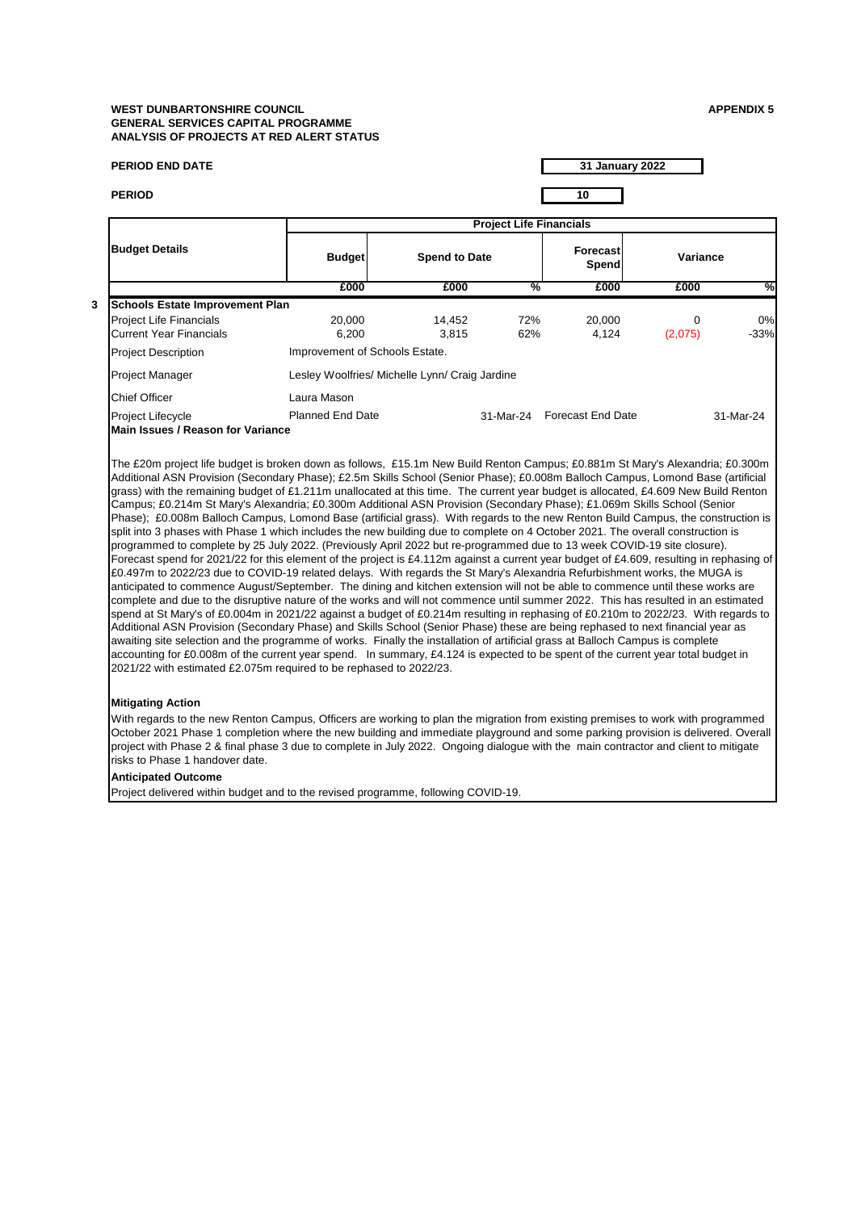**WEST DUNBARTONSHIRE COUNCIL**
**GENERAL SERVICES CAPITAL PROGRAMME**
**ANALYSIS OF PROJECTS AT RED ALERT STATUS**

**APPENDIX 5**

**PERIOD END DATE** **31 January 2022**

**PERIOD** **10**

| Budget Details | Project Life Financials | | | | | |
|---|---|---|---|---|---|---|
| | Budget | Spend to Date | | Forecast Spend | Variance | |
| | £000 | £000 | % | £000 | £000 | % |
| **3 Schools Estate Improvement Plan** | | | | | | |
| Project Life Financials | 20,000 | 14,452 | 72% | 20,000 | 0 | 0% |
| Current Year Financials | 6,200 | 3,815 | 62% | 4,124 | (2,075) | -33% |

| | |
|---|---|
| Project Description | Improvement of Schools Estate. |
| Project Manager | Lesley Woolfries/ Michelle Lynn/ Craig Jardine |
| Chief Officer | Laura Mason |
| Project Lifecycle | Planned End Date 31-Mar-24 &nbsp; Forecast End Date 31-Mar-24 |

**Main Issues / Reason for Variance**

The £20m project life budget is broken down as follows, £15.1m New Build Renton Campus; £0.881m St Mary's Alexandria; £0.300m Additional ASN Provision (Secondary Phase); £2.5m Skills School (Senior Phase); £0.008m Balloch Campus, Lomond Base (artificial grass) with the remaining budget of £1.211m unallocated at this time. The current year budget is allocated, £4.609 New Build Renton Campus; £0.214m St Mary's Alexandria; £0.300m Additional ASN Provision (Secondary Phase); £1.069m Skills School (Senior Phase); £0.008m Balloch Campus, Lomond Base (artificial grass). With regards to the new Renton Build Campus, the construction is split into 3 phases with Phase 1 which includes the new building due to complete on 4 October 2021. The overall construction is programmed to complete by 25 July 2022. (Previously April 2022 but re-programmed due to 13 week COVID-19 site closure). Forecast spend for 2021/22 for this element of the project is £4.112m against a current year budget of £4.609, resulting in rephasing of £0.497m to 2022/23 due to COVID-19 related delays. With regards the St Mary's Alexandria Refurbishment works, the MUGA is anticipated to commence August/September. The dining and kitchen extension will not be able to commence until these works are complete and due to the disruptive nature of the works and will not commence until summer 2022. This has resulted in an estimated spend at St Mary's of £0.004m in 2021/22 against a budget of £0.214m resulting in rephasing of £0.210m to 2022/23. With regards to Additional ASN Provision (Secondary Phase) and Skills School (Senior Phase) these are being rephased to next financial year as awaiting site selection and the programme of works. Finally the installation of artificial grass at Balloch Campus is complete accounting for £0.008m of the current year spend. In summary, £4.124 is expected to be spent of the current year total budget in 2021/22 with estimated £2.075m required to be rephased to 2022/23.

**Mitigating Action**

With regards to the new Renton Campus, Officers are working to plan the migration from existing premises to work with programmed October 2021 Phase 1 completion where the new building and immediate playground and some parking provision is delivered. Overall project with Phase 2 & final phase 3 due to complete in July 2022. Ongoing dialogue with the main contractor and client to mitigate risks to Phase 1 handover date.

**Anticipated Outcome**

Project delivered within budget and to the revised programme, following COVID-19.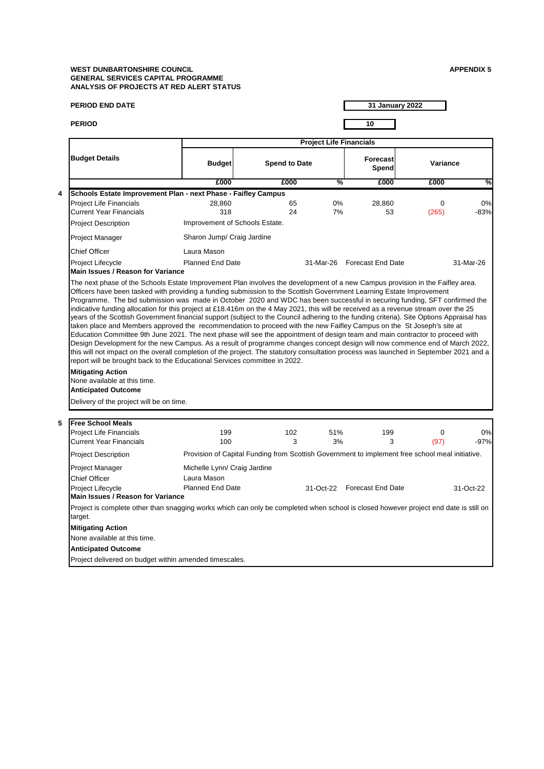**WEST DUNBARTONSHIRE COUNCIL**
**GENERAL SERVICES CAPITAL PROGRAMME**
**ANALYSIS OF PROJECTS AT RED ALERT STATUS**

**APPENDIX 5**

**PERIOD END DATE** 31 January 2022

**PERIOD** 10

| | Budget Details | Project Life Financials | | | | | |
|---|---|---|---|---|---|---|---|
| | | Budget | Spend to Date | | Forecast Spend | Variance | |
| | | £000 | £000 | % | £000 | £000 | % |
| 4 | **Schools Estate Improvement Plan - next Phase - Faifley Campus** | | | | | | |
| | Project Life Financials | 28,860 | 65 | 0% | 28,860 | 0 | 0% |
| | Current Year Financials | 318 | 24 | 7% | 53 | (265) | -83% |

Project Description: Improvement of Schools Estate.

Project Manager: Sharon Jump/ Craig Jardine

Chief Officer: Laura Mason

Project Lifecycle: Planned End Date 31-Mar-26 — Forecast End Date 31-Mar-26

**Main Issues / Reason for Variance**

The next phase of the Schools Estate Improvement Plan involves the development of a new Campus provision in the Faifley area. Officers have been tasked with providing a funding submission to the Scottish Government Learning Estate Improvement Programme. The bid submission was made in October 2020 and WDC has been successful in securing funding, SFT confirmed the indicative funding allocation for this project at £18.416m on the 4 May 2021, this will be received as a revenue stream over the 25 years of the Scottish Government financial support (subject to the Council adhering to the funding criteria). Site Options Appraisal has taken place and Members approved the recommendation to proceed with the new Faifley Campus on the St Joseph's site at Education Committee 9th June 2021. The next phase will see the appointment of design team and main contractor to proceed with Design Development for the new Campus. As a result of programme changes concept design will now commence end of March 2022, this will not impact on the overall completion of the project. The statutory consultation process was launched in September 2021 and a report will be brought back to the Educational Services committee in 2022.

**Mitigating Action**

None available at this time.

**Anticipated Outcome**

Delivery of the project will be on time.

| | Budget Details | Budget | Spend to Date | % | Forecast Spend | Variance £000 | Variance % |
|---|---|---|---|---|---|---|---|
| 5 | **Free School Meals** | | | | | | |
| | Project Life Financials | 199 | 102 | 51% | 199 | 0 | 0% |
| | Current Year Financials | 100 | 3 | 3% | 3 | (97) | -97% |

Project Description: Provision of Capital Funding from Scottish Government to implement free school meal initiative.

Project Manager: Michelle Lynn/ Craig Jardine

Chief Officer: Laura Mason

Project Lifecycle: Planned End Date 31-Oct-22 — Forecast End Date 31-Oct-22

**Main Issues / Reason for Variance**

Project is complete other than snagging works which can only be completed when school is closed however project end date is still on target.

**Mitigating Action**

None available at this time.

**Anticipated Outcome**

Project delivered on budget within amended timescales.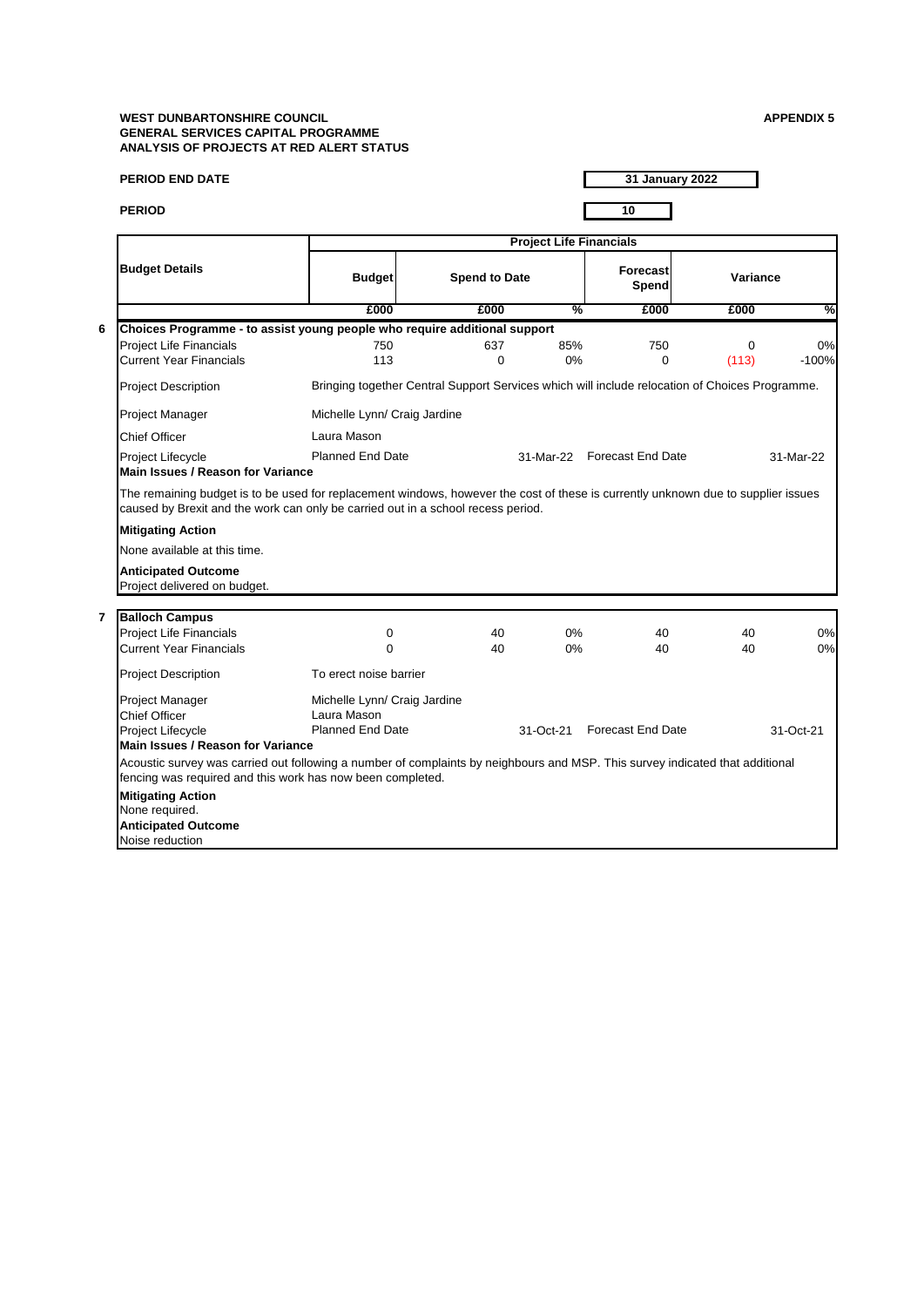**WEST DUNBARTONSHIRE COUNCIL**
**GENERAL SERVICES CAPITAL PROGRAMME**
**ANALYSIS OF PROJECTS AT RED ALERT STATUS**

**APPENDIX 5**

**PERIOD END DATE** 31 January 2022

**PERIOD** 10

| Budget Details | Project Life Financials | | | | | |
|---|---|---|---|---|---|---|
| | Budget | Spend to Date | | Forecast Spend | Variance | |
| | £000 | £000 | % | £000 | £000 | % |
| **6 Choices Programme - to assist young people who require additional support** | | | | | | |
| Project Life Financials | 750 | 637 | 85% | 750 | 0 | 0% |
| Current Year Financials | 113 | 0 | 0% | 0 | (113) | -100% |

Project Description: Bringing together Central Support Services which will include relocation of Choices Programme.

Project Manager: Michelle Lynn/ Craig Jardine

Chief Officer: Laura Mason

Project Lifecycle: Planned End Date 31-Mar-22 Forecast End Date 31-Mar-22

**Main Issues / Reason for Variance**

The remaining budget is to be used for replacement windows, however the cost of these is currently unknown due to supplier issues caused by Brexit and the work can only be carried out in a school recess period.

**Mitigating Action**

None available at this time.

**Anticipated Outcome**

Project delivered on budget.

| Budget Details | Budget | Spend to Date | % | Forecast Spend | Variance | % |
|---|---|---|---|---|---|---|
| **7 Balloch Campus** | | | | | | |
| Project Life Financials | 0 | 40 | 0% | 40 | 40 | 0% |
| Current Year Financials | 0 | 40 | 0% | 40 | 40 | 0% |

Project Description: To erect noise barrier

Project Manager: Michelle Lynn/ Craig Jardine

Chief Officer: Laura Mason

Project Lifecycle: Planned End Date 31-Oct-21 Forecast End Date 31-Oct-21

**Main Issues / Reason for Variance**

Acoustic survey was carried out following a number of complaints by neighbours and MSP. This survey indicated that additional fencing was required and this work has now been completed.

**Mitigating Action**

None required.

**Anticipated Outcome**

Noise reduction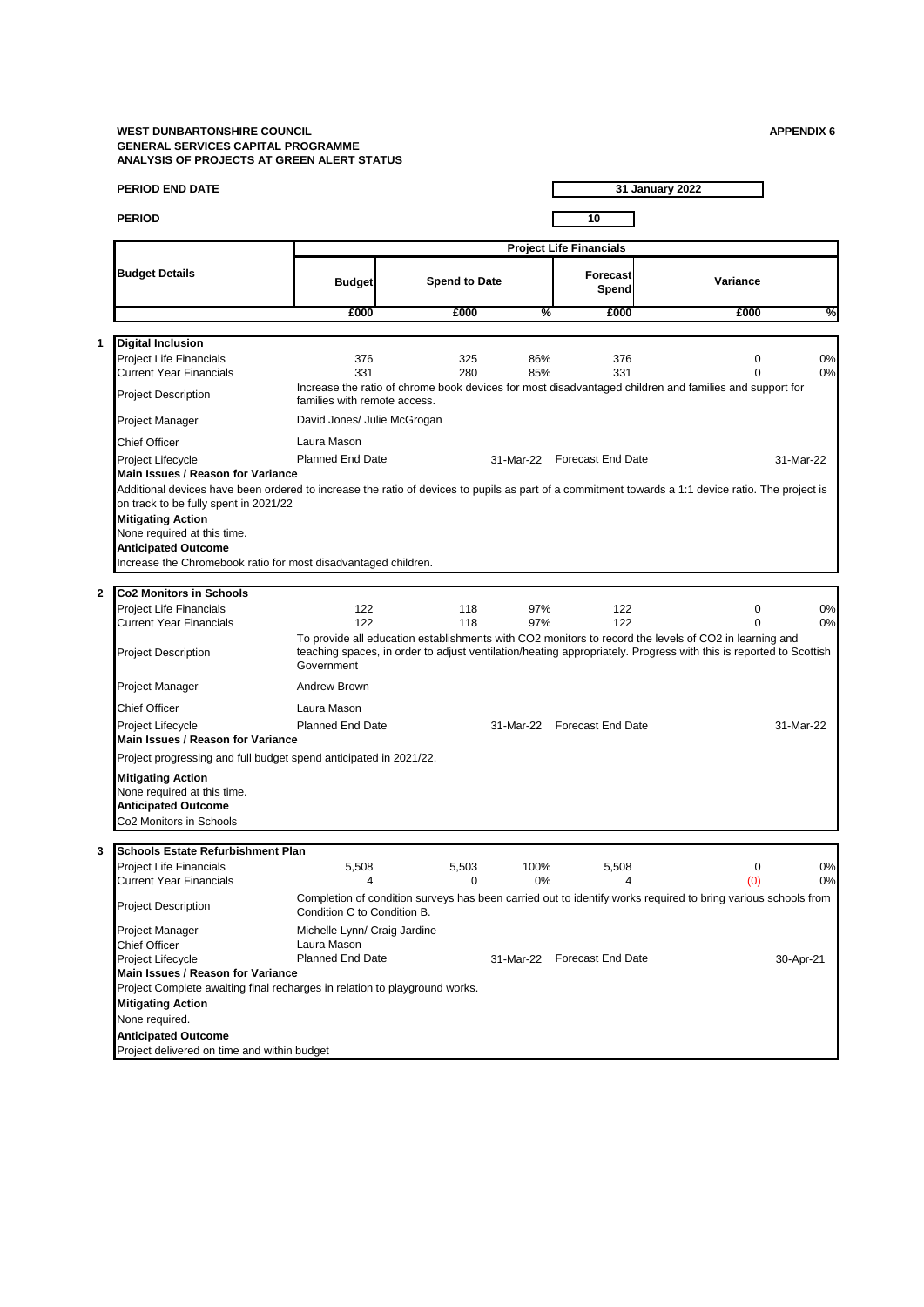**WEST DUNBARTONSHIRE COUNCIL**
**GENERAL SERVICES CAPITAL PROGRAMME**
**ANALYSIS OF PROJECTS AT GREEN ALERT STATUS**

**APPENDIX 6**

**PERIOD END DATE** 31 January 2022

**PERIOD** 10

| Budget Details | Project Life Financials | | | | | |
|---|---|---|---|---|---|---|
| | Budget | Spend to Date | | Forecast Spend | Variance | |
| | £000 | £000 | % | £000 | £000 | % |

**1 Digital Inclusion**

| | | | | | | |
|---|---|---|---|---|---|---|
| Project Life Financials | 376 | 325 | 86% | 376 | 0 | 0% |
| Current Year Financials | 331 | 280 | 85% | 331 | 0 | 0% |

Project Description: Increase the ratio of chrome book devices for most disadvantaged children and families and support for families with remote access.

Project Manager: David Jones/ Julie McGrogan

Chief Officer: Laura Mason

Project Lifecycle: Planned End Date 31-Mar-22 Forecast End Date 31-Mar-22

**Main Issues / Reason for Variance**

Additional devices have been ordered to increase the ratio of devices to pupils as part of a commitment towards a 1:1 device ratio. The project is on track to be fully spent in 2021/22

**Mitigating Action**

None required at this time.

**Anticipated Outcome**

Increase the Chromebook ratio for most disadvantaged children.

**2 Co2 Monitors in Schools**

| | | | | | | |
|---|---|---|---|---|---|---|
| Project Life Financials | 122 | 118 | 97% | 122 | 0 | 0% |
| Current Year Financials | 122 | 118 | 97% | 122 | 0 | 0% |

Project Description: To provide all education establishments with CO2 monitors to record the levels of CO2 in learning and teaching spaces, in order to adjust ventilation/heating appropriately. Progress with this is reported to Scottish Government

Project Manager: Andrew Brown

Chief Officer: Laura Mason

Project Lifecycle: Planned End Date 31-Mar-22 Forecast End Date 31-Mar-22

**Main Issues / Reason for Variance**

Project progressing and full budget spend anticipated in 2021/22.

**Mitigating Action**

None required at this time.

**Anticipated Outcome**

Co2 Monitors in Schools

**3 Schools Estate Refurbishment Plan**

| | | | | | | |
|---|---|---|---|---|---|---|
| Project Life Financials | 5,508 | 5,503 | 100% | 5,508 | 0 | 0% |
| Current Year Financials | 4 | 0 | 0% | 4 | (0) | 0% |

Project Description: Completion of condition surveys has been carried out to identify works required to bring various schools from Condition C to Condition B.

Project Manager: Michelle Lynn/ Craig Jardine

Chief Officer: Laura Mason

Project Lifecycle: Planned End Date 31-Mar-22 Forecast End Date 30-Apr-21

**Main Issues / Reason for Variance**

Project Complete awaiting final recharges in relation to playground works.

**Mitigating Action**

None required.

**Anticipated Outcome**

Project delivered on time and within budget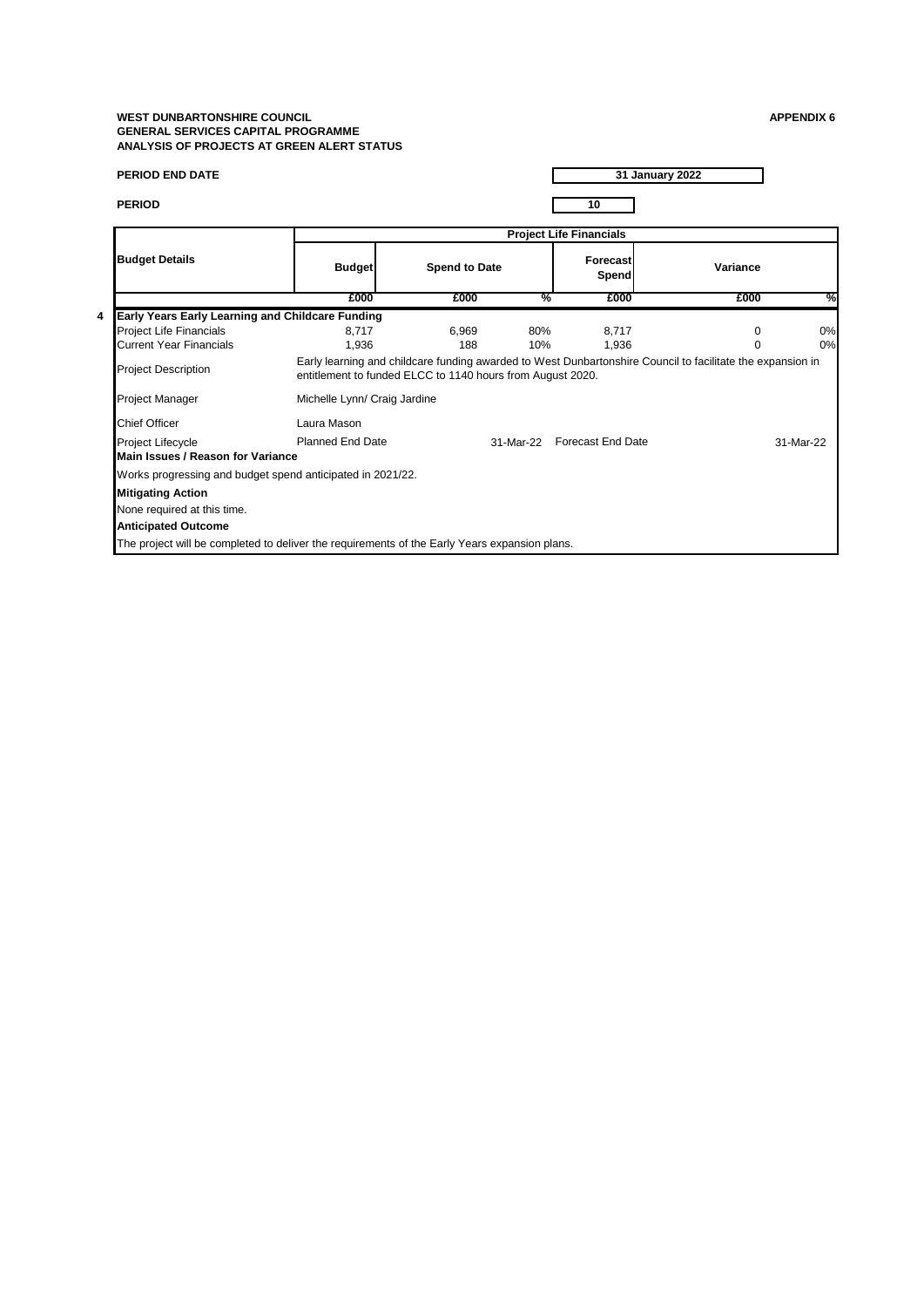**WEST DUNBARTONSHIRE COUNCIL**
**GENERAL SERVICES CAPITAL PROGRAMME**
**ANALYSIS OF PROJECTS AT GREEN ALERT STATUS**

**APPENDIX 6**

**PERIOD END DATE** **31 January 2022**

**PERIOD** **10**

| Budget Details | Project Life Financials | | | | | |
|---|---|---|---|---|---|---|
| | Budget | Spend to Date | | Forecast Spend | Variance | |
| | £000 | £000 | % | £000 | £000 | % |
| **4 Early Years Early Learning and Childcare Funding** | | | | | | |
| Project Life Financials | 8,717 | 6,969 | 80% | 8,717 | 0 | 0% |
| Current Year Financials | 1,936 | 188 | 10% | 1,936 | 0 | 0% |
| Project Description | Early learning and childcare funding awarded to West Dunbartonshire Council to facilitate the expansion in entitlement to funded ELCC to 1140 hours from August 2020. | | | | | |
| Project Manager | Michelle Lynn/ Craig Jardine | | | | | |
| Chief Officer | Laura Mason | | | | | |
| Project Lifecycle | Planned End Date | | 31-Mar-22 | Forecast End Date | | 31-Mar-22 |

**Main Issues / Reason for Variance**

Works progressing and budget spend anticipated in 2021/22.

**Mitigating Action**

None required at this time.

**Anticipated Outcome**

The project will be completed to deliver the requirements of the Early Years expansion plans.